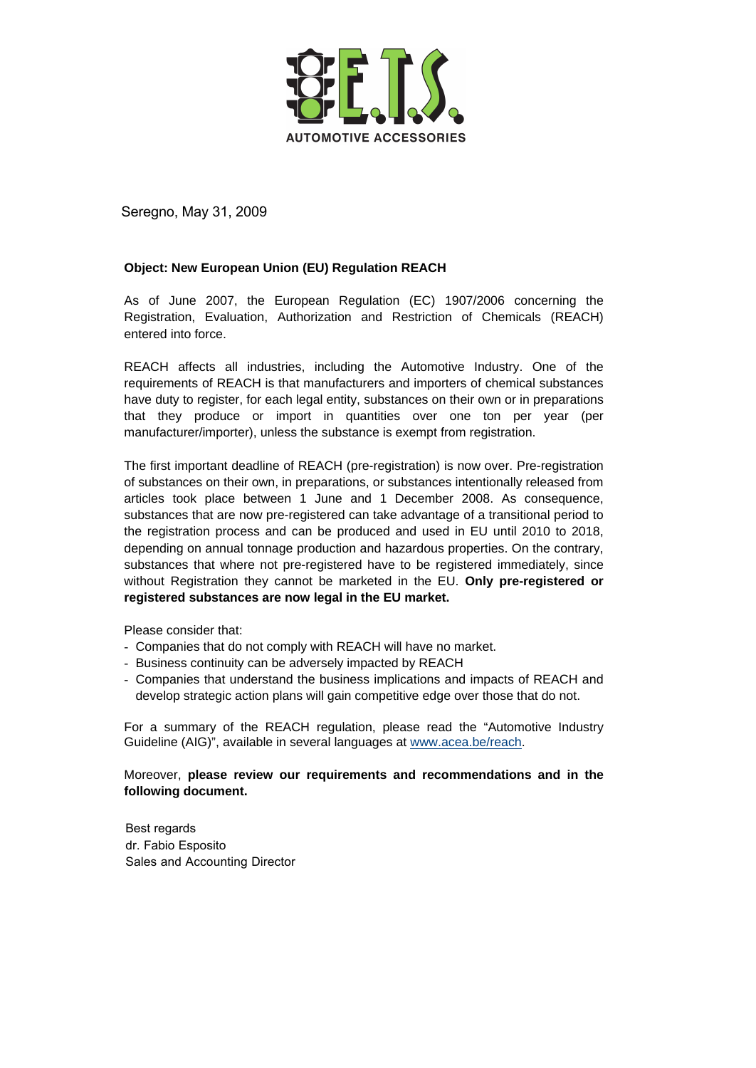E.T.S.
AUTOMOTIVE ACCESSORIES

Seregno, May 31, 2009

**Object: New European Union (EU) Regulation REACH**

As of June 2007, the European Regulation (EC) 1907/2006 concerning the Registration, Evaluation, Authorization and Restriction of Chemicals (REACH) entered into force.

REACH affects all industries, including the Automotive Industry. One of the requirements of REACH is that manufacturers and importers of chemical substances have duty to register, for each legal entity, substances on their own or in preparations that they produce or import in quantities over one ton per year (per manufacturer/importer), unless the substance is exempt from registration.

The first important deadline of REACH (pre-registration) is now over. Pre-registration of substances on their own, in preparations, or substances intentionally released from articles took place between 1 June and 1 December 2008. As consequence, substances that are now pre-registered can take advantage of a transitional period to the registration process and can be produced and used in EU until 2010 to 2018, depending on annual tonnage production and hazardous properties. On the contrary, substances that where not pre-registered have to be registered immediately, since without Registration they cannot be marketed in the EU. **Only pre-registered or registered substances are now legal in the EU market.**

Please consider that:

- Companies that do not comply with REACH will have no market.
- Business continuity can be adversely impacted by REACH
- Companies that understand the business implications and impacts of REACH and develop strategic action plans will gain competitive edge over those that do not.

For a summary of the REACH regulation, please read the "Automotive Industry Guideline (AIG)", available in several languages at www.acea.be/reach.

Moreover, **please review our requirements and recommendations and in the following document.**

Best regards
dr. Fabio Esposito
Sales and Accounting Director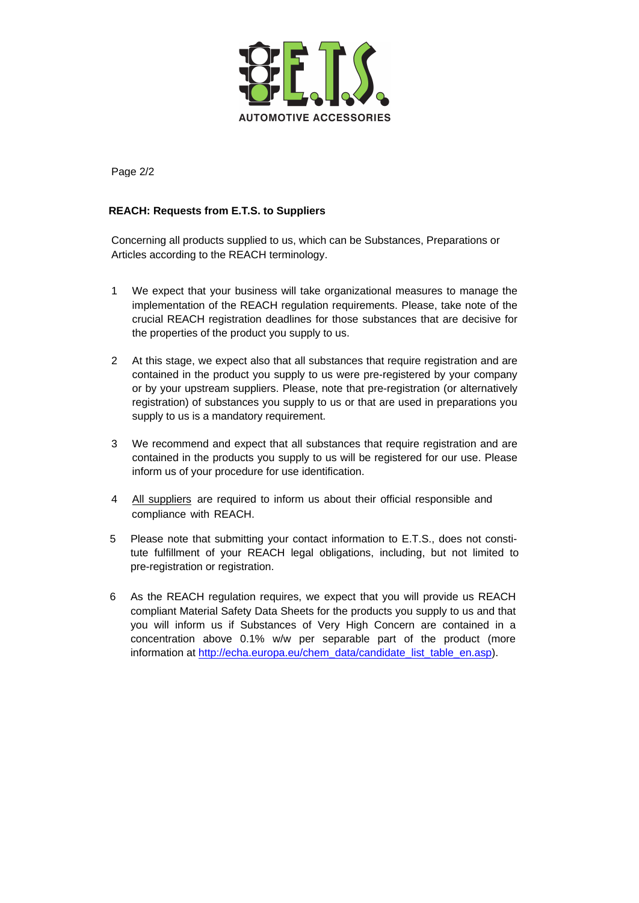**AUTOMOTIVE ACCESSORIES**

**REACH: Requests from E.T.S. to Suppliers**

Concerning all products supplied to us, which can be Substances, Preparations or Articles according to the REACH terminology.

1. We expect that your business will take organizational measures to manage the implementation of the REACH regulation requirements. Please, take note of the crucial REACH registration deadlines for those substances that are decisive for the properties of the product you supply to us.

2. At this stage, we expect also that all substances that require registration and are contained in the product you supply to us were pre-registered by your company or by your upstream suppliers. Please, note that pre-registration (or alternatively registration) of substances you supply to us or that are used in preparations you supply to us is a mandatory requirement.

3. We recommend and expect that all substances that require registration and are contained in the products you supply to us will be registered for our use. Please inform us of your procedure for use identification.

4. <u>All suppliers</u> are required to inform us about their official responsible and compliance with REACH.

5. Please note that submitting your contact information to E.T.S., does not constitute fulfillment of your REACH legal obligations, including, but not limited to pre-registration or registration.

6. As the REACH regulation requires, we expect that you will provide us REACH compliant Material Safety Data Sheets for the products you supply to us and that you will inform us if Substances of Very High Concern are contained in a concentration above 0.1% w/w per separable part of the product (more information at http://echa.europa.eu/chem_data/candidate_list_table_en.asp).